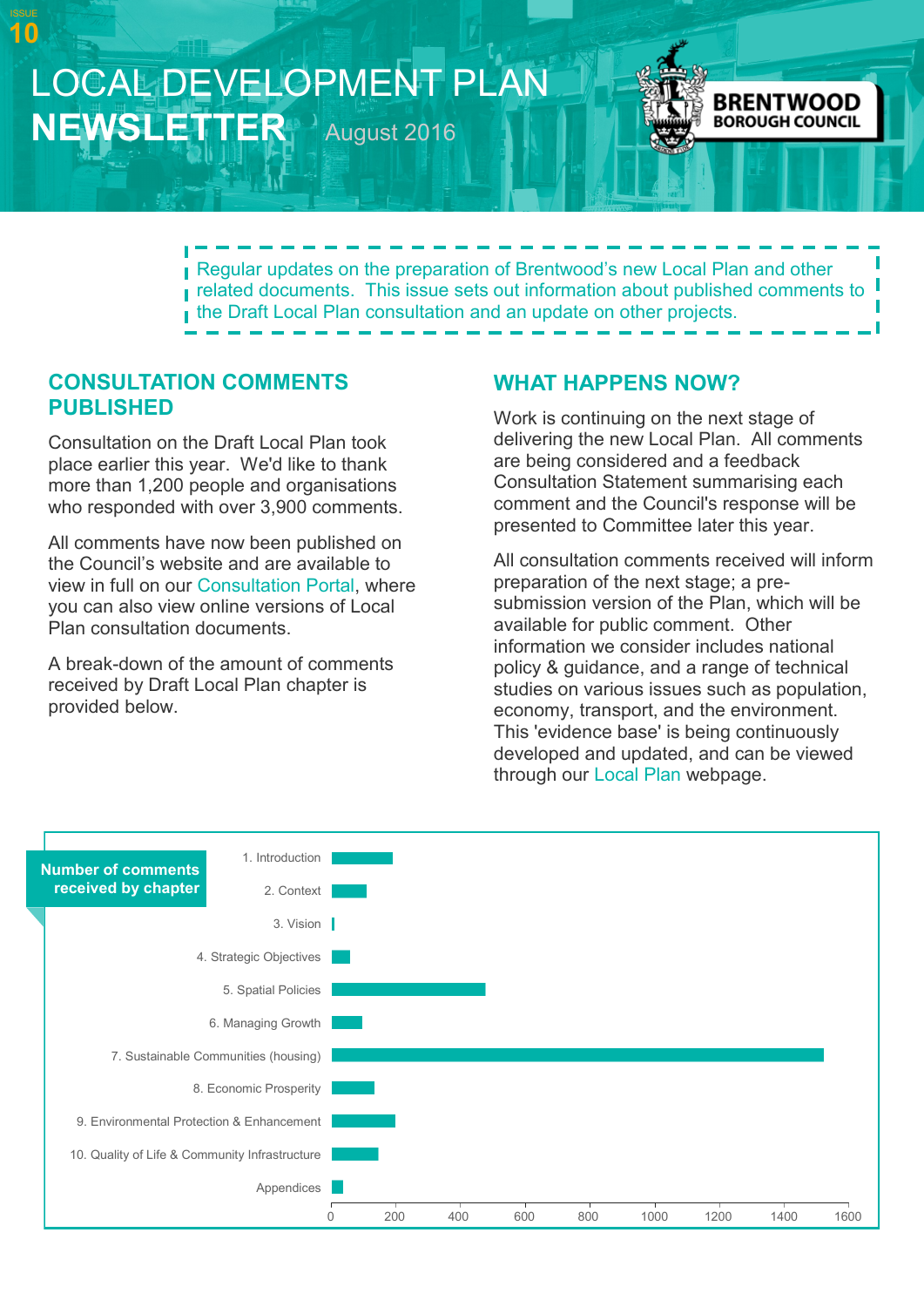ISSUE 10

# LOCAL DEVELOPMENT PLAN NEWSLETTER

August 2016

BRENTWOOD BOROUGH COUNCIL

Regular updates on the preparation of Brentwood's new Local Plan and other related documents. This issue sets out information about published comments to the Draft Local Plan consultation and an update on other projects.

## CONSULTATION COMMENTS PUBLISHED

Consultation on the Draft Local Plan took place earlier this year. We'd like to thank more than 1,200 people and organisations who responded with over 3,900 comments.

All comments have now been published on the Council's website and are available to view in full on our Consultation Portal, where you can also view online versions of Local Plan consultation documents.

A break-down of the amount of comments received by Draft Local Plan chapter is provided below.

## WHAT HAPPENS NOW?

Work is continuing on the next stage of delivering the new Local Plan. All comments are being considered and a feedback Consultation Statement summarising each comment and the Council's response will be presented to Committee later this year.

All consultation comments received will inform preparation of the next stage; a pre-submission version of the Plan, which will be available for public comment. Other information we consider includes national policy & guidance, and a range of technical studies on various issues such as population, economy, transport, and the environment. This 'evidence base' is being continuously developed and updated, and can be viewed through our Local Plan webpage.

**Number of comments received by chapter**

| Chapter |
|---|
| 1. Introduction |
| 2. Context |
| 3. Vision |
| 4. Strategic Objectives |
| 5. Spatial Policies |
| 6. Managing Growth |
| 7. Sustainable Communities (housing) |
| 8. Economic Prosperity |
| 9. Environmental Protection & Enhancement |
| 10. Quality of Life & Community Infrastructure |
| Appendices |

Axis: 0, 200, 400, 600, 800, 1000, 1200, 1400, 1600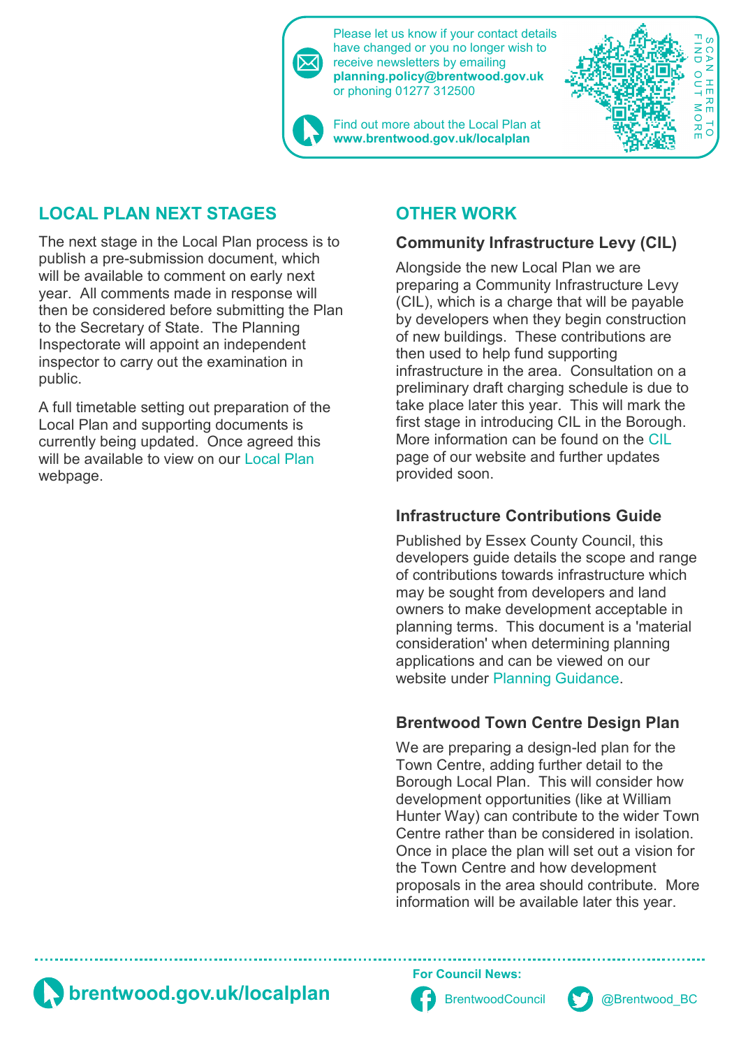Please let us know if your contact details have changed or you no longer wish to receive newsletters by emailing **planning.policy@brentwood.gov.uk** or phoning 01277 312500

Find out more about the Local Plan at **www.brentwood.gov.uk/localplan**

SCAN HERE TO FIND OUT MORE

## LOCAL PLAN NEXT STAGES

The next stage in the Local Plan process is to publish a pre-submission document, which will be available to comment on early next year. All comments made in response will then be considered before submitting the Plan to the Secretary of State. The Planning Inspectorate will appoint an independent inspector to carry out the examination in public.

A full timetable setting out preparation of the Local Plan and supporting documents is currently being updated. Once agreed this will be available to view on our Local Plan webpage.

## OTHER WORK

### Community Infrastructure Levy (CIL)

Alongside the new Local Plan we are preparing a Community Infrastructure Levy (CIL), which is a charge that will be payable by developers when they begin construction of new buildings. These contributions are then used to help fund supporting infrastructure in the area. Consultation on a preliminary draft charging schedule is due to take place later this year. This will mark the first stage in introducing CIL in the Borough. More information can be found on the CIL page of our website and further updates provided soon.

### Infrastructure Contributions Guide

Published by Essex County Council, this developers guide details the scope and range of contributions towards infrastructure which may be sought from developers and land owners to make development acceptable in planning terms. This document is a 'material consideration' when determining planning applications and can be viewed on our website under Planning Guidance.

### Brentwood Town Centre Design Plan

We are preparing a design-led plan for the Town Centre, adding further detail to the Borough Local Plan. This will consider how development opportunities (like at William Hunter Way) can contribute to the wider Town Centre rather than be considered in isolation. Once in place the plan will set out a vision for the Town Centre and how development proposals in the area should contribute. More information will be available later this year.

**brentwood.gov.uk/localplan**

**For Council News:**

BrentwoodCouncil

@Brentwood_BC